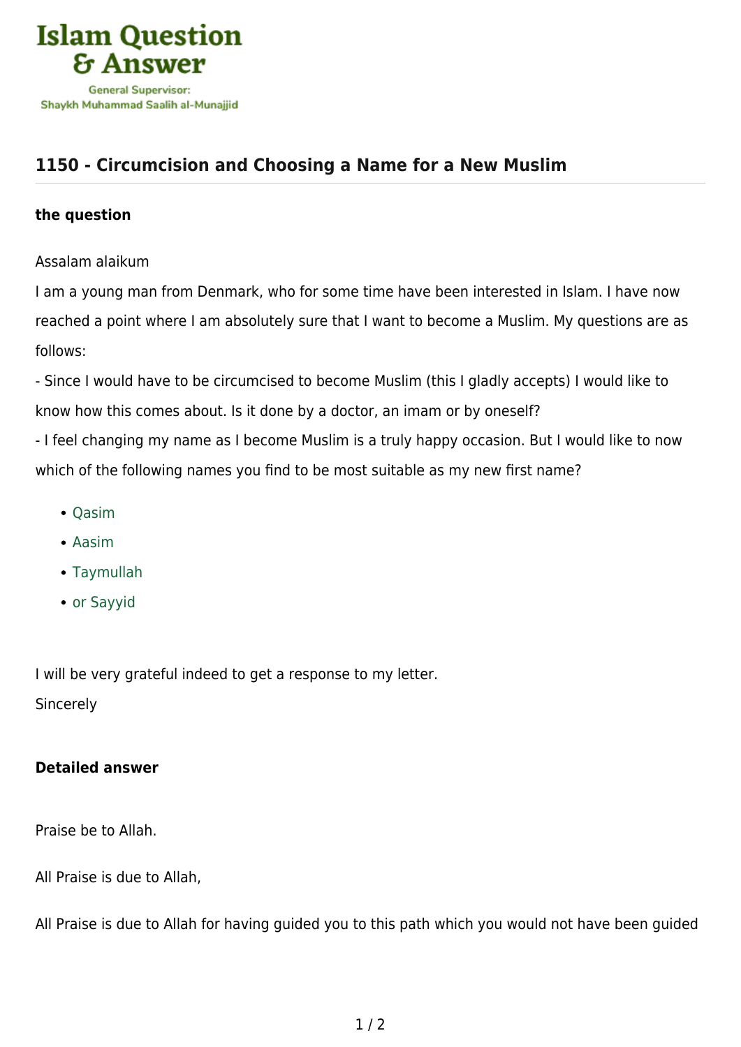# 1150 - Circumcision and Choosing a Name for a New Muslim

### the question

Assalam alaikum

I am a young man from Denmark, who for some time have been interested in Islam. I have now reached a point where I am absolutely sure that I want to become a Muslim. My questions are as follows:

- Since I would have to be circumcised to become Muslim (this I gladly accepts) I would like to know how this comes about. Is it done by a doctor, an imam or by oneself?
- I feel changing my name as I become Muslim is a truly happy occasion. But I would like to now which of the following names you find to be most suitable as my new first name?

- Qasim
- Aasim
- Taymullah
- or Sayyid

I will be very grateful indeed to get a response to my letter.

Sincerely

### Detailed answer

Praise be to Allah.

All Praise is due to Allah,

All Praise is due to Allah for having guided you to this path which you would not have been guided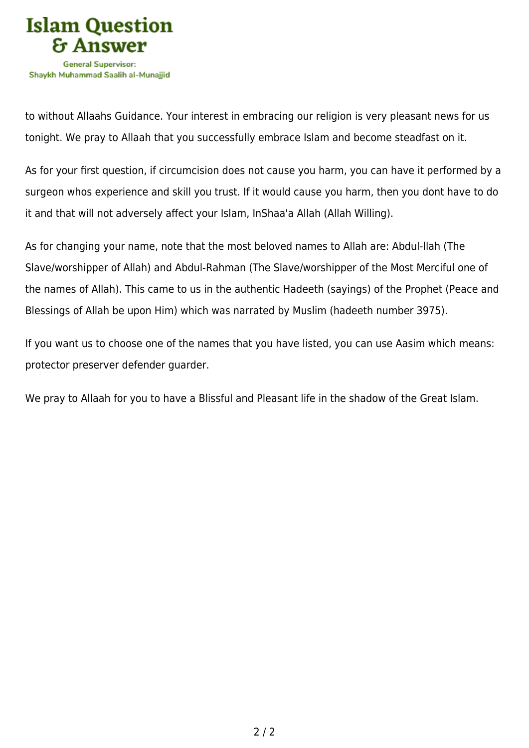to without Allaahs Guidance. Your interest in embracing our religion is very pleasant news for us tonight. We pray to Allaah that you successfully embrace Islam and become steadfast on it.

As for your first question, if circumcision does not cause you harm, you can have it performed by a surgeon whos experience and skill you trust. If it would cause you harm, then you dont have to do it and that will not adversely affect your Islam, InShaa'a Allah (Allah Willing).

As for changing your name, note that the most beloved names to Allah are: Abdul-llah (The Slave/worshipper of Allah) and Abdul-Rahman (The Slave/worshipper of the Most Merciful one of the names of Allah). This came to us in the authentic Hadeeth (sayings) of the Prophet (Peace and Blessings of Allah be upon Him) which was narrated by Muslim (hadeeth number 3975).

If you want us to choose one of the names that you have listed, you can use Aasim which means: protector preserver defender guarder.

We pray to Allaah for you to have a Blissful and Pleasant life in the shadow of the Great Islam.